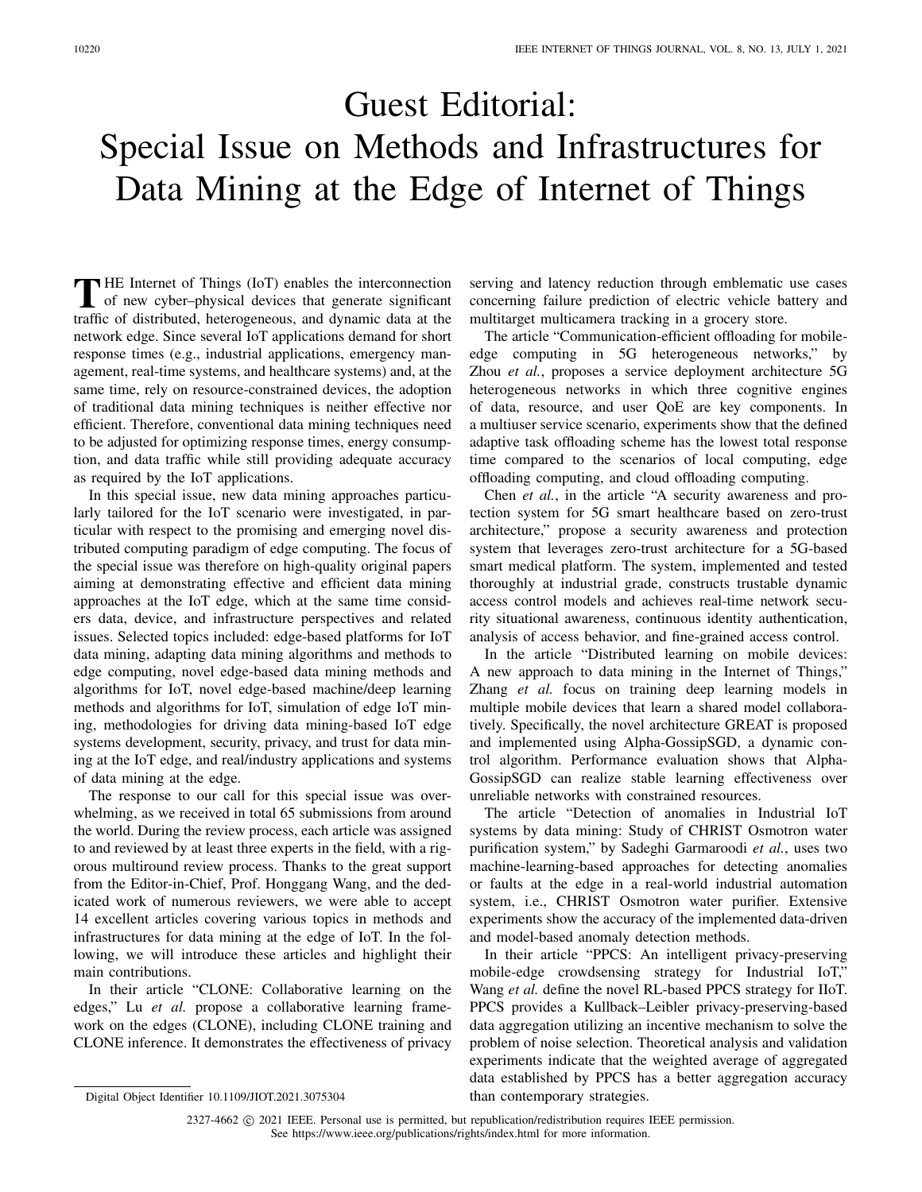# Guest Editorial: Special Issue on Methods and Infrastructures for Data Mining at the Edge of Internet of Things

THE Internet of Things (IoT) enables the interconnection of new cyber–physical devices that generate significant traffic of distributed, heterogeneous, and dynamic data at the network edge. Since several IoT applications demand for short response times (e.g., industrial applications, emergency management, real-time systems, and healthcare systems) and, at the same time, rely on resource-constrained devices, the adoption of traditional data mining techniques is neither effective nor efficient. Therefore, conventional data mining techniques need to be adjusted for optimizing response times, energy consumption, and data traffic while still providing adequate accuracy as required by the IoT applications.

In this special issue, new data mining approaches particularly tailored for the IoT scenario were investigated, in particular with respect to the promising and emerging novel distributed computing paradigm of edge computing. The focus of the special issue was therefore on high-quality original papers aiming at demonstrating effective and efficient data mining approaches at the IoT edge, which at the same time considers data, device, and infrastructure perspectives and related issues. Selected topics included: edge-based platforms for IoT data mining, adapting data mining algorithms and methods to edge computing, novel edge-based data mining methods and algorithms for IoT, novel edge-based machine/deep learning methods and algorithms for IoT, simulation of edge IoT mining, methodologies for driving data mining-based IoT edge systems development, security, privacy, and trust for data mining at the IoT edge, and real/industry applications and systems of data mining at the edge.

The response to our call for this special issue was overwhelming, as we received in total 65 submissions from around the world. During the review process, each article was assigned to and reviewed by at least three experts in the field, with a rigorous multiround review process. Thanks to the great support from the Editor-in-Chief, Prof. Honggang Wang, and the dedicated work of numerous reviewers, we were able to accept 14 excellent articles covering various topics in methods and infrastructures for data mining at the edge of IoT. In the following, we will introduce these articles and highlight their main contributions.

In their article "CLONE: Collaborative learning on the edges," Lu *et al.* propose a collaborative learning framework on the edges (CLONE), including CLONE training and CLONE inference. It demonstrates the effectiveness of privacy serving and latency reduction through emblematic use cases concerning failure prediction of electric vehicle battery and multitarget multicamera tracking in a grocery store.

The article "Communication-efficient offloading for mobile-edge computing in 5G heterogeneous networks," by Zhou *et al.*, proposes a service deployment architecture 5G heterogeneous networks in which three cognitive engines of data, resource, and user QoE are key components. In a multiuser service scenario, experiments show that the defined adaptive task offloading scheme has the lowest total response time compared to the scenarios of local computing, edge offloading computing, and cloud offloading computing.

Chen *et al.*, in the article "A security awareness and protection system for 5G smart healthcare based on zero-trust architecture," propose a security awareness and protection system that leverages zero-trust architecture for a 5G-based smart medical platform. The system, implemented and tested thoroughly at industrial grade, constructs trustable dynamic access control models and achieves real-time network security situational awareness, continuous identity authentication, analysis of access behavior, and fine-grained access control.

In the article "Distributed learning on mobile devices: A new approach to data mining in the Internet of Things," Zhang *et al.* focus on training deep learning models in multiple mobile devices that learn a shared model collaboratively. Specifically, the novel architecture GREAT is proposed and implemented using Alpha-GossipSGD, a dynamic control algorithm. Performance evaluation shows that Alpha-GossipSGD can realize stable learning effectiveness over unreliable networks with constrained resources.

The article "Detection of anomalies in Industrial IoT systems by data mining: Study of CHRIST Osmotron water purification system," by Sadeghi Garmaroodi *et al.*, uses two machine-learning-based approaches for detecting anomalies or faults at the edge in a real-world industrial automation system, i.e., CHRIST Osmotron water purifier. Extensive experiments show the accuracy of the implemented data-driven and model-based anomaly detection methods.

In their article "PPCS: An intelligent privacy-preserving mobile-edge crowdsensing strategy for Industrial IoT," Wang *et al.* define the novel RL-based PPCS strategy for IIoT. PPCS provides a Kullback–Leibler privacy-preserving-based data aggregation utilizing an incentive mechanism to solve the problem of noise selection. Theoretical analysis and validation experiments indicate that the weighted average of aggregated data established by PPCS has a better aggregation accuracy than contemporary strategies.

Digital Object Identifier 10.1109/JIOT.2021.3075304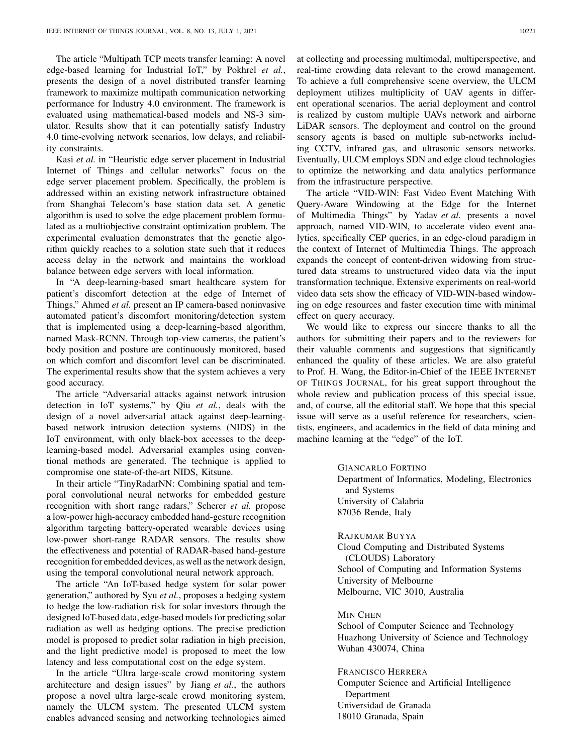The article "Multipath TCP meets transfer learning: A novel edge-based learning for Industrial IoT," by Pokhrel *et al.*, presents the design of a novel distributed transfer learning framework to maximize multipath communication networking performance for Industry 4.0 environment. The framework is evaluated using mathematical-based models and NS-3 simulator. Results show that it can potentially satisfy Industry 4.0 time-evolving network scenarios, low delays, and reliability constraints.

Kasi *et al.* in "Heuristic edge server placement in Industrial Internet of Things and cellular networks" focus on the edge server placement problem. Specifically, the problem is addressed within an existing network infrastructure obtained from Shanghai Telecom's base station data set. A genetic algorithm is used to solve the edge placement problem formulated as a multiobjective constraint optimization problem. The experimental evaluation demonstrates that the genetic algorithm quickly reaches to a solution state such that it reduces access delay in the network and maintains the workload balance between edge servers with local information.

In "A deep-learning-based smart healthcare system for patient's discomfort detection at the edge of Internet of Things," Ahmed *et al.* present an IP camera-based noninvasive automated patient's discomfort monitoring/detection system that is implemented using a deep-learning-based algorithm, named Mask-RCNN. Through top-view cameras, the patient's body position and posture are continuously monitored, based on which comfort and discomfort level can be discriminated. The experimental results show that the system achieves a very good accuracy.

The article "Adversarial attacks against network intrusion detection in IoT systems," by Qiu *et al.*, deals with the design of a novel adversarial attack against deep-learning-based network intrusion detection systems (NIDS) in the IoT environment, with only black-box accesses to the deep-learning-based model. Adversarial examples using conventional methods are generated. The technique is applied to compromise one state-of-the-art NIDS, Kitsune.

In their article "TinyRadarNN: Combining spatial and temporal convolutional neural networks for embedded gesture recognition with short range radars," Scherer *et al.* propose a low-power high-accuracy embedded hand-gesture recognition algorithm targeting battery-operated wearable devices using low-power short-range RADAR sensors. The results show the effectiveness and potential of RADAR-based hand-gesture recognition for embedded devices, as well as the network design, using the temporal convolutional neural network approach.

The article "An IoT-based hedge system for solar power generation," authored by Syu *et al.*, proposes a hedging system to hedge the low-radiation risk for solar investors through the designed IoT-based data, edge-based models for predicting solar radiation as well as hedging options. The precise prediction model is proposed to predict solar radiation in high precision, and the light predictive model is proposed to meet the low latency and less computational cost on the edge system.

In the article "Ultra large-scale crowd monitoring system architecture and design issues" by Jiang *et al.*, the authors propose a novel ultra large-scale crowd monitoring system, namely the ULCM system. The presented ULCM system enables advanced sensing and networking technologies aimed at collecting and processing multimodal, multiperspective, and real-time crowding data relevant to the crowd management. To achieve a full comprehensive scene overview, the ULCM deployment utilizes multiplicity of UAV agents in different operational scenarios. The aerial deployment and control is realized by custom multiple UAVs network and airborne LiDAR sensors. The deployment and control on the ground sensory agents is based on multiple sub-networks including CCTV, infrared gas, and ultrasonic sensors networks. Eventually, ULCM employs SDN and edge cloud technologies to optimize the networking and data analytics performance from the infrastructure perspective.

The article "VID-WIN: Fast Video Event Matching With Query-Aware Windowing at the Edge for the Internet of Multimedia Things" by Yadav *et al.* presents a novel approach, named VID-WIN, to accelerate video event analytics, specifically CEP queries, in an edge-cloud paradigm in the context of Internet of Multimedia Things. The approach expands the concept of content-driven widowing from structured data streams to unstructured video data via the input transformation technique. Extensive experiments on real-world video data sets show the efficacy of VID-WIN-based windowing on edge resources and faster execution time with minimal effect on query accuracy.

We would like to express our sincere thanks to all the authors for submitting their papers and to the reviewers for their valuable comments and suggestions that significantly enhanced the quality of these articles. We are also grateful to Prof. H. Wang, the Editor-in-Chief of the IEEE Internet of Things Journal, for his great support throughout the whole review and publication process of this special issue, and, of course, all the editorial staff. We hope that this special issue will serve as a useful reference for researchers, scientists, engineers, and academics in the field of data mining and machine learning at the "edge" of the IoT.

Giancarlo Fortino
Department of Informatics, Modeling, Electronics and Systems
University of Calabria
87036 Rende, Italy

Rajkumar Buyya
Cloud Computing and Distributed Systems (CLOUDS) Laboratory
School of Computing and Information Systems
University of Melbourne
Melbourne, VIC 3010, Australia

Min Chen
School of Computer Science and Technology
Huazhong University of Science and Technology
Wuhan 430074, China

Francisco Herrera
Computer Science and Artificial Intelligence Department
Universidad de Granada
18010 Granada, Spain